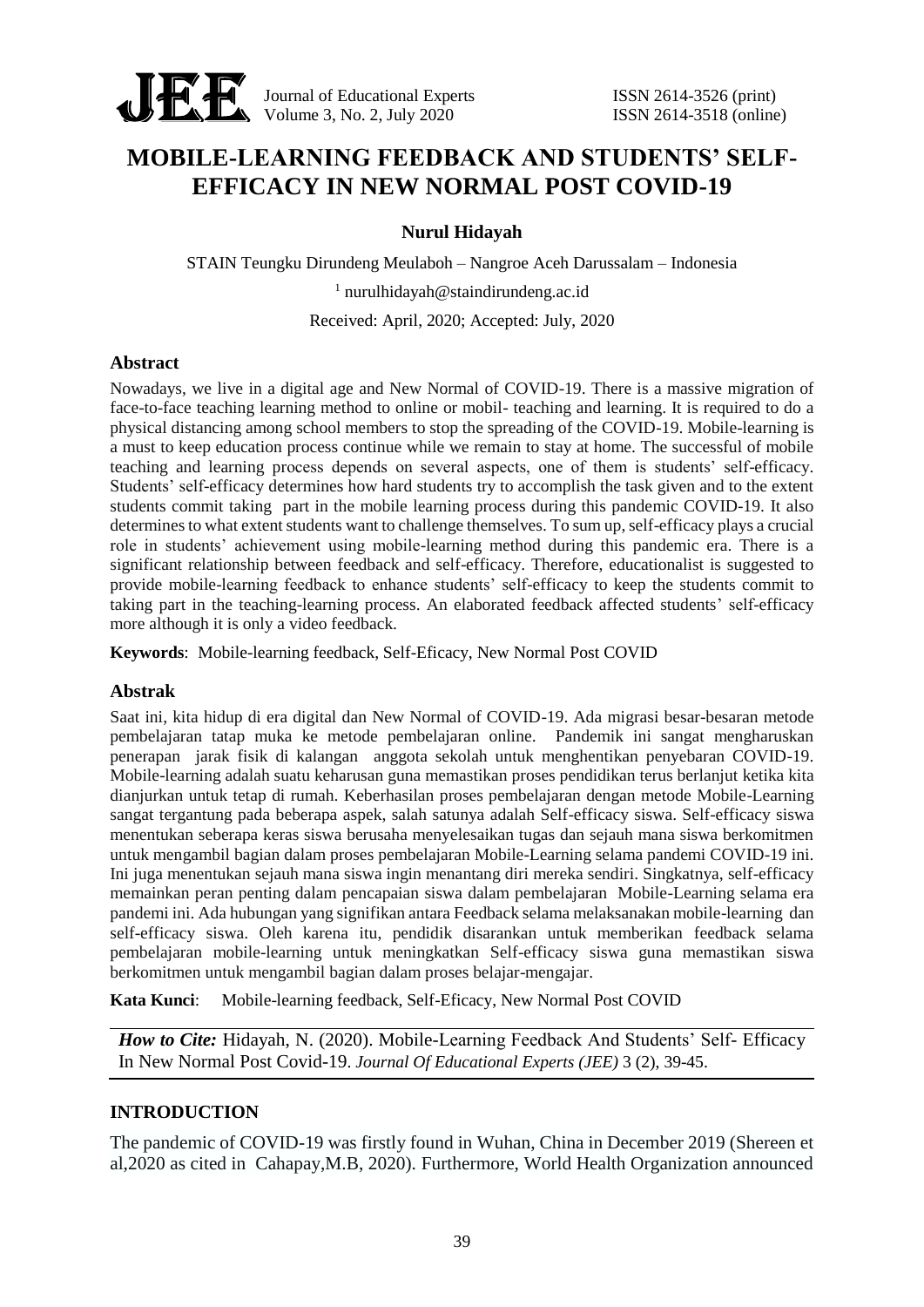# MOBILE-LEARNING FEEDBACK AND STUDENTS' SELF-EFFICACY IN NEW NORMAL POST COVID-19

**Nurul Hidayah**

STAIN Teungku Dirundeng Meulaboh – Nangroe Aceh Darussalam – Indonesia

[1] nurulhidayah@staindirundeng.ac.id

Received: April, 2020; Accepted: July, 2020

## Abstract

Nowadays, we live in a digital age and New Normal of COVID-19. There is a massive migration of face-to-face teaching learning method to online or mobil- teaching and learning. It is required to do a physical distancing among school members to stop the spreading of the COVID-19. Mobile-learning is a must to keep education process continue while we remain to stay at home. The successful of mobile teaching and learning process depends on several aspects, one of them is students' self-efficacy. Students' self-efficacy determines how hard students try to accomplish the task given and to the extent students commit taking part in the mobile learning process during this pandemic COVID-19. It also determines to what extent students want to challenge themselves. To sum up, self-efficacy plays a crucial role in students' achievement using mobile-learning method during this pandemic era. There is a significant relationship between feedback and self-efficacy. Therefore, educationalist is suggested to provide mobile-learning feedback to enhance students' self-efficacy to keep the students commit to taking part in the teaching-learning process. An elaborated feedback affected students' self-efficacy more although it is only a video feedback.

**Keywords**: Mobile-learning feedback, Self-Eficacy, New Normal Post COVID

## Abstrak

Saat ini, kita hidup di era digital dan New Normal of COVID-19. Ada migrasi besar-besaran metode pembelajaran tatap muka ke metode pembelajaran online. Pandemik ini sangat mengharuskan penerapan jarak fisik di kalangan anggota sekolah untuk menghentikan penyebaran COVID-19. Mobile-learning adalah suatu keharusan guna memastikan proses pendidikan terus berlanjut ketika kita dianjurkan untuk tetap di rumah. Keberhasilan proses pembelajaran dengan metode Mobile-Learning sangat tergantung pada beberapa aspek, salah satunya adalah Self-efficacy siswa. Self-efficacy siswa menentukan seberapa keras siswa berusaha menyelesaikan tugas dan sejauh mana siswa berkomitmen untuk mengambil bagian dalam proses pembelajaran Mobile-Learning selama pandemi COVID-19 ini. Ini juga menentukan sejauh mana siswa ingin menantang diri mereka sendiri. Singkatnya, self-efficacy memainkan peran penting dalam pencapaian siswa dalam pembelajaran Mobile-Learning selama era pandemi ini. Ada hubungan yang signifikan antara Feedback selama melaksanakan mobile-learning dan self-efficacy siswa. Oleh karena itu, pendidik disarankan untuk memberikan feedback selama pembelajaran mobile-learning untuk meningkatkan Self-efficacy siswa guna memastikan siswa berkomitmen untuk mengambil bagian dalam proses belajar-mengajar.

**Kata Kunci**: Mobile-learning feedback, Self-Eficacy, New Normal Post COVID

***How to Cite:*** Hidayah, N. (2020). Mobile-Learning Feedback And Students' Self- Efficacy In New Normal Post Covid-19. *Journal Of Educational Experts (JEE)* 3 (2), 39-45.

## INTRODUCTION

The pandemic of COVID-19 was firstly found in Wuhan, China in December 2019 (Shereen et al,2020 as cited in Cahapay,M.B, 2020). Furthermore, World Health Organization announced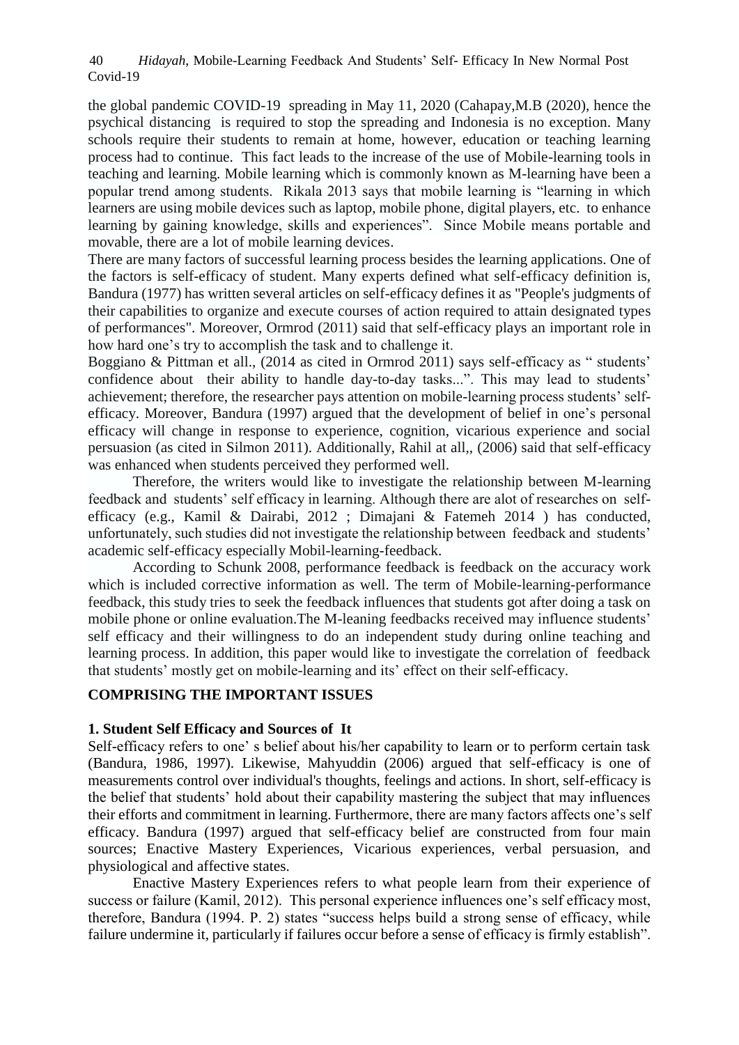the global pandemic COVID-19 spreading in May 11, 2020 (Cahapay,M.B (2020), hence the psychical distancing is required to stop the spreading and Indonesia is no exception. Many schools require their students to remain at home, however, education or teaching learning process had to continue. This fact leads to the increase of the use of Mobile-learning tools in teaching and learning. Mobile learning which is commonly known as M-learning have been a popular trend among students. Rikala 2013 says that mobile learning is "learning in which learners are using mobile devices such as laptop, mobile phone, digital players, etc. to enhance learning by gaining knowledge, skills and experiences". Since Mobile means portable and movable, there are a lot of mobile learning devices.

There are many factors of successful learning process besides the learning applications. One of the factors is self-efficacy of student. Many experts defined what self-efficacy definition is, Bandura (1977) has written several articles on self-efficacy defines it as "People's judgments of their capabilities to organize and execute courses of action required to attain designated types of performances". Moreover, Ormrod (2011) said that self-efficacy plays an important role in how hard one's try to accomplish the task and to challenge it.

Boggiano & Pittman et all., (2014 as cited in Ormrod 2011) says self-efficacy as " students' confidence about their ability to handle day-to-day tasks...". This may lead to students' achievement; therefore, the researcher pays attention on mobile-learning process students' self-efficacy. Moreover, Bandura (1997) argued that the development of belief in one's personal efficacy will change in response to experience, cognition, vicarious experience and social persuasion (as cited in Silmon 2011). Additionally, Rahil at all,, (2006) said that self-efficacy was enhanced when students perceived they performed well.

Therefore, the writers would like to investigate the relationship between M-learning feedback and students' self efficacy in learning. Although there are alot of researches on self-efficacy (e.g., Kamil & Dairabi, 2012 ; Dimajani & Fatemeh 2014 ) has conducted, unfortunately, such studies did not investigate the relationship between feedback and students' academic self-efficacy especially Mobil-learning-feedback.

According to Schunk 2008, performance feedback is feedback on the accuracy work which is included corrective information as well. The term of Mobile-learning-performance feedback, this study tries to seek the feedback influences that students got after doing a task on mobile phone or online evaluation.The M-leaning feedbacks received may influence students' self efficacy and their willingness to do an independent study during online teaching and learning process. In addition, this paper would like to investigate the correlation of feedback that students' mostly get on mobile-learning and its' effect on their self-efficacy.

## COMPRISING THE IMPORTANT ISSUES

### 1. Student Self Efficacy and Sources of It

Self-efficacy refers to one' s belief about his/her capability to learn or to perform certain task (Bandura, 1986, 1997). Likewise, Mahyuddin (2006) argued that self-efficacy is one of measurements control over individual's thoughts, feelings and actions. In short, self-efficacy is the belief that students' hold about their capability mastering the subject that may influences their efforts and commitment in learning. Furthermore, there are many factors affects one's self efficacy. Bandura (1997) argued that self-efficacy belief are constructed from four main sources; Enactive Mastery Experiences, Vicarious experiences, verbal persuasion, and physiological and affective states.

Enactive Mastery Experiences refers to what people learn from their experience of success or failure (Kamil, 2012). This personal experience influences one's self efficacy most, therefore, Bandura (1994. P. 2) states "success helps build a strong sense of efficacy, while failure undermine it, particularly if failures occur before a sense of efficacy is firmly establish".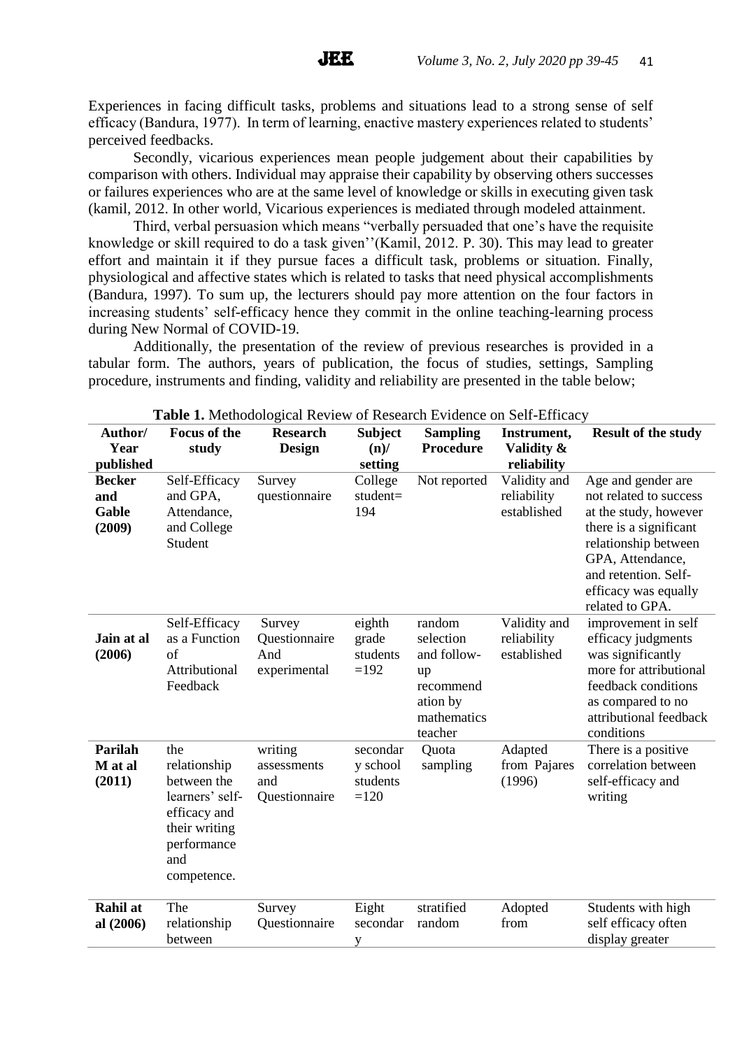Experiences in facing difficult tasks, problems and situations lead to a strong sense of self efficacy (Bandura, 1977). In term of learning, enactive mastery experiences related to students' perceived feedbacks.

Secondly, vicarious experiences mean people judgement about their capabilities by comparison with others. Individual may appraise their capability by observing others successes or failures experiences who are at the same level of knowledge or skills in executing given task (kamil, 2012. In other world, Vicarious experiences is mediated through modeled attainment.

Third, verbal persuasion which means "verbally persuaded that one's have the requisite knowledge or skill required to do a task given''(Kamil, 2012. P. 30). This may lead to greater effort and maintain it if they pursue faces a difficult task, problems or situation. Finally, physiological and affective states which is related to tasks that need physical accomplishments (Bandura, 1997). To sum up, the lecturers should pay more attention on the four factors in increasing students' self-efficacy hence they commit in the online teaching-learning process during New Normal of COVID-19.

Additionally, the presentation of the review of previous researches is provided in a tabular form. The authors, years of publication, the focus of studies, settings, Sampling procedure, instruments and finding, validity and reliability are presented in the table below;

**Table 1.** Methodological Review of Research Evidence on Self-Efficacy

| Author/ Year published | Focus of the study | Research Design | Subject (n)/ setting | Sampling Procedure | Instrument, Validity & reliability | Result of the study |
|---|---|---|---|---|---|---|
| **Becker and Gable (2009)** | Self-Efficacy and GPA, Attendance, and College Student | Survey questionnaire | College student= 194 | Not reported | Validity and reliability established | Age and gender are not related to success at the study, however there is a significant relationship between GPA, Attendance, and retention. Self-efficacy was equally related to GPA. |
| **Jain at al (2006)** | Self-Efficacy as a Function of Attributional Feedback | Survey Questionnaire And experimental | eighth grade students =192 | random selection and follow-up recommend ation by mathematics teacher | Validity and reliability established | improvement in self efficacy judgments was significantly more for attributional feedback conditions as compared to no attributional feedback conditions |
| **Parilah M at al (2011)** | the relationship between the learners' self-efficacy and their writing performance and competence. | writing assessments and Questionnaire | secondar y school students =120 | Quota sampling | Adapted from Pajares (1996) | There is a positive correlation between self-efficacy and writing |
| **Rahil at al (2006)** | The relationship between | Survey Questionnaire | Eight secondar y | stratified random | Adopted from | Students with high self efficacy often display greater |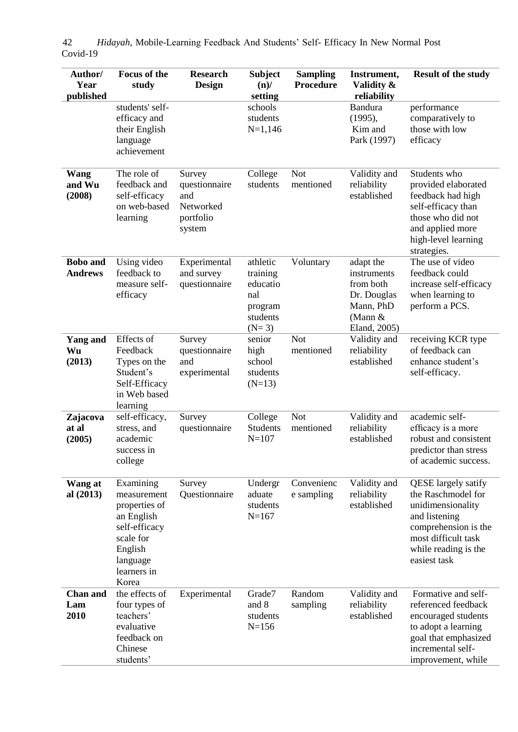| Author/ Year published | Focus of the study | Research Design | Subject (n)/ setting | Sampling Procedure | Instrument, Validity & reliability | Result of the study |
|---|---|---|---|---|---|---|
| | students' self-efficacy and their English language achievement | | schools students N=1,146 | | Bandura (1995), Kim and Park (1997) | performance comparatively to those with low efficacy |
| **Wang and Wu (2008)** | The role of feedback and self-efficacy on web-based learning | Survey questionnaire and Networked portfolio system | College students | Not mentioned | Validity and reliability established | Students who provided elaborated feedback had high self-efficacy than those who did not and applied more high-level learning strategies. |
| **Bobo and Andrews** | Using video feedback to measure self-efficacy | Experimental and survey questionnaire | athletic training educational program students (N= 3) | Voluntary | adapt the instruments from both Dr. Douglas Mann, PhD (Mann & Eland, 2005) | The use of video feedback could increase self-efficacy when learning to perform a PCS. |
| **Yang and Wu (2013)** | Effects of Feedback Types on the Student's Self-Efficacy in Web based learning | Survey questionnaire and experimental | senior high school students (N=13) | Not mentioned | Validity and reliability established | receiving KCR type of feedback can enhance student's self-efficacy. |
| **Zajacova at al (2005)** | self-efficacy, stress, and academic success in college | Survey questionnaire | College Students N=107 | Not mentioned | Validity and reliability established | academic self-efficacy is a more robust and consistent predictor than stress of academic success. |
| **Wang at al (2013)** | Examining measurement properties of an English self-efficacy scale for English language learners in Korea | Survey Questionnaire | Undergraduate students N=167 | Convenience sampling | Validity and reliability established | QESE largely satify the Raschmodel for unidimensionality and listening comprehension is the most difficult task while reading is the easiest task |
| **Chan and Lam 2010** | the effects of four types of teachers' evaluative feedback on Chinese students' | Experimental | Grade7 and 8 students N=156 | Random sampling | Validity and reliability established | Formative and self-referenced feedback encouraged students to adopt a learning goal that emphasized incremental self-improvement, while |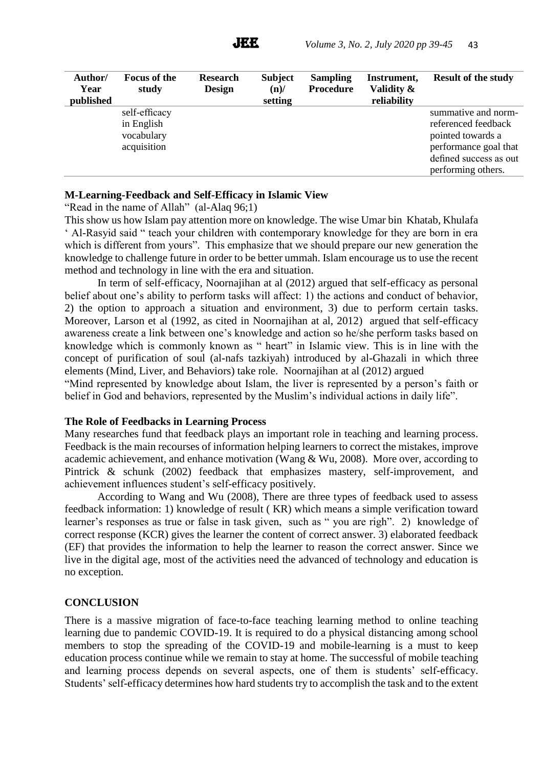| Author/ Year published | Focus of the study | Research Design | Subject (n)/ setting | Sampling Procedure | Instrument, Validity & reliability | Result of the study |
|---|---|---|---|---|---|---|
| | self-efficacy in English vocabulary acquisition | | | | | summative and norm-referenced feedback pointed towards a performance goal that defined success as out performing others. |

**M-Learning-Feedback and Self-Efficacy in Islamic View**

"Read in the name of Allah" (al-Alaq 96;1)

This show us how Islam pay attention more on knowledge. The wise Umar bin Khatab, Khulafa ' Al-Rasyid said " teach your children with contemporary knowledge for they are born in era which is different from yours". This emphasize that we should prepare our new generation the knowledge to challenge future in order to be better ummah. Islam encourage us to use the recent method and technology in line with the era and situation.

In term of self-efficacy, Noornajihan at al (2012) argued that self-efficacy as personal belief about one's ability to perform tasks will affect: 1) the actions and conduct of behavior, 2) the option to approach a situation and environment, 3) due to perform certain tasks. Moreover, Larson et al (1992, as cited in Noornajihan at al, 2012) argued that self-efficacy awareness create a link between one's knowledge and action so he/she perform tasks based on knowledge which is commonly known as " heart" in Islamic view. This is in line with the concept of purification of soul (al-nafs tazkiyah) introduced by al-Ghazali in which three elements (Mind, Liver, and Behaviors) take role. Noornajihan at al (2012) argued

"Mind represented by knowledge about Islam, the liver is represented by a person's faith or belief in God and behaviors, represented by the Muslim's individual actions in daily life".

**The Role of Feedbacks in Learning Process**

Many researches fund that feedback plays an important role in teaching and learning process. Feedback is the main recourses of information helping learners to correct the mistakes, improve academic achievement, and enhance motivation (Wang & Wu, 2008). More over, according to Pintrick & schunk (2002) feedback that emphasizes mastery, self-improvement, and achievement influences student's self-efficacy positively.

According to Wang and Wu (2008), There are three types of feedback used to assess feedback information: 1) knowledge of result ( KR) which means a simple verification toward learner's responses as true or false in task given, such as " you are righ". 2) knowledge of correct response (KCR) gives the learner the content of correct answer. 3) elaborated feedback (EF) that provides the information to help the learner to reason the correct answer. Since we live in the digital age, most of the activities need the advanced of technology and education is no exception.

## CONCLUSION

There is a massive migration of face-to-face teaching learning method to online teaching learning due to pandemic COVID-19. It is required to do a physical distancing among school members to stop the spreading of the COVID-19 and mobile-learning is a must to keep education process continue while we remain to stay at home. The successful of mobile teaching and learning process depends on several aspects, one of them is students' self-efficacy. Students' self-efficacy determines how hard students try to accomplish the task and to the extent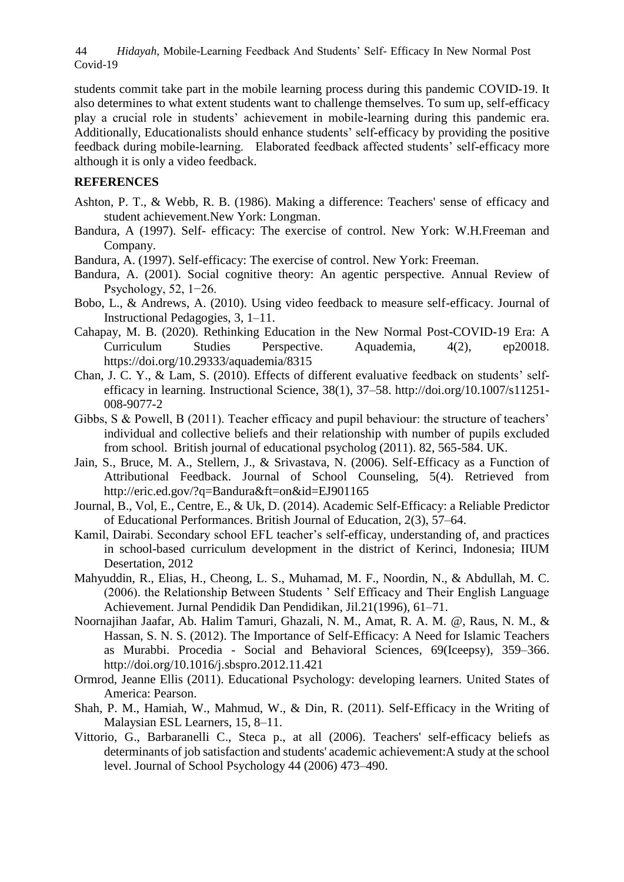students commit take part in the mobile learning process during this pandemic COVID-19. It also determines to what extent students want to challenge themselves. To sum up, self-efficacy play a crucial role in students' achievement in mobile-learning during this pandemic era. Additionally, Educationalists should enhance students' self-efficacy by providing the positive feedback during mobile-learning. Elaborated feedback affected students' self-efficacy more although it is only a video feedback.

## REFERENCES

Ashton, P. T., & Webb, R. B. (1986). Making a difference: Teachers' sense of efficacy and student achievement.New York: Longman.

Bandura, A (1997). Self- efficacy: The exercise of control. New York: W.H.Freeman and Company.

Bandura, A. (1997). Self-efficacy: The exercise of control. New York: Freeman.

Bandura, A. (2001). Social cognitive theory: An agentic perspective. Annual Review of Psychology, 52, 1−26.

Bobo, L., & Andrews, A. (2010). Using video feedback to measure self-efficacy. Journal of Instructional Pedagogies, 3, 1–11.

Cahapay, M. B. (2020). Rethinking Education in the New Normal Post-COVID-19 Era: A Curriculum Studies Perspective. Aquademia, 4(2), ep20018. https://doi.org/10.29333/aquademia/8315

Chan, J. C. Y., & Lam, S. (2010). Effects of different evaluative feedback on students' self-efficacy in learning. Instructional Science, 38(1), 37–58. http://doi.org/10.1007/s11251-008-9077-2

Gibbs, S & Powell, B (2011). Teacher efficacy and pupil behaviour: the structure of teachers' individual and collective beliefs and their relationship with number of pupils excluded from school. British journal of educational psycholog (2011). 82, 565-584. UK.

Jain, S., Bruce, M. A., Stellern, J., & Srivastava, N. (2006). Self-Efficacy as a Function of Attributional Feedback. Journal of School Counseling, 5(4). Retrieved from http://eric.ed.gov/?q=Bandura&ft=on&id=EJ901165

Journal, B., Vol, E., Centre, E., & Uk, D. (2014). Academic Self-Efficacy: a Reliable Predictor of Educational Performances. British Journal of Education, 2(3), 57–64.

Kamil, Dairabi. Secondary school EFL teacher's self-efficay, understanding of, and practices in school-based curriculum development in the district of Kerinci, Indonesia; IIUM Desertation, 2012

Mahyuddin, R., Elias, H., Cheong, L. S., Muhamad, M. F., Noordin, N., & Abdullah, M. C. (2006). the Relationship Between Students ' Self Efficacy and Their English Language Achievement. Jurnal Pendidik Dan Pendidikan, Jil.21(1996), 61–71.

Noornajihan Jaafar, Ab. Halim Tamuri, Ghazali, N. M., Amat, R. A. M. @, Raus, N. M., & Hassan, S. N. S. (2012). The Importance of Self-Efficacy: A Need for Islamic Teachers as Murabbi. Procedia - Social and Behavioral Sciences, 69(Iceepsy), 359–366. http://doi.org/10.1016/j.sbspro.2012.11.421

Ormrod, Jeanne Ellis (2011). Educational Psychology: developing learners. United States of America: Pearson.

Shah, P. M., Hamiah, W., Mahmud, W., & Din, R. (2011). Self-Efficacy in the Writing of Malaysian ESL Learners, 15, 8–11.

Vittorio, G., Barbaranelli C., Steca p., at all (2006). Teachers' self-efficacy beliefs as determinants of job satisfaction and students' academic achievement:A study at the school level. Journal of School Psychology 44 (2006) 473–490.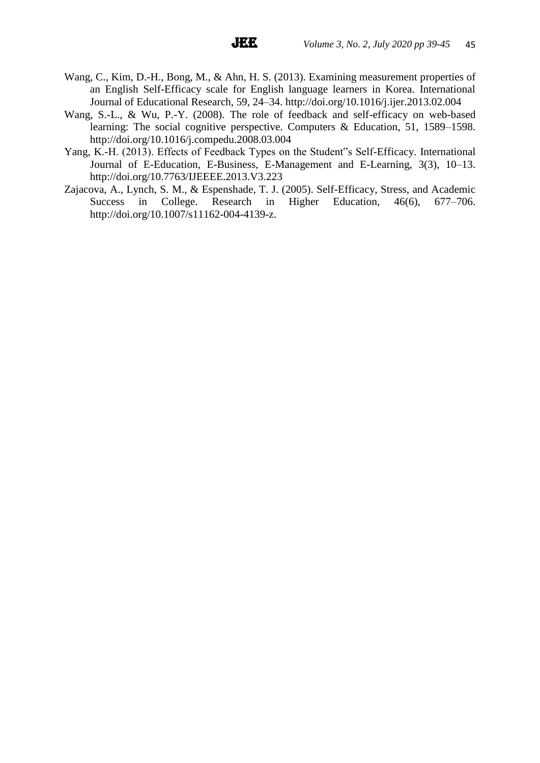Wang, C., Kim, D.-H., Bong, M., & Ahn, H. S. (2013). Examining measurement properties of an English Self-Efficacy scale for English language learners in Korea. International Journal of Educational Research, 59, 24–34. http://doi.org/10.1016/j.ijer.2013.02.004

Wang, S.-L., & Wu, P.-Y. (2008). The role of feedback and self-efficacy on web-based learning: The social cognitive perspective. Computers & Education, 51, 1589–1598. http://doi.org/10.1016/j.compedu.2008.03.004

Yang, K.-H. (2013). Effects of Feedback Types on the Student"s Self-Efficacy. International Journal of E-Education, E-Business, E-Management and E-Learning, 3(3), 10–13. http://doi.org/10.7763/IJEEEE.2013.V3.223

Zajacova, A., Lynch, S. M., & Espenshade, T. J. (2005). Self-Efficacy, Stress, and Academic Success in College. Research in Higher Education, 46(6), 677–706. http://doi.org/10.1007/s11162-004-4139-z.